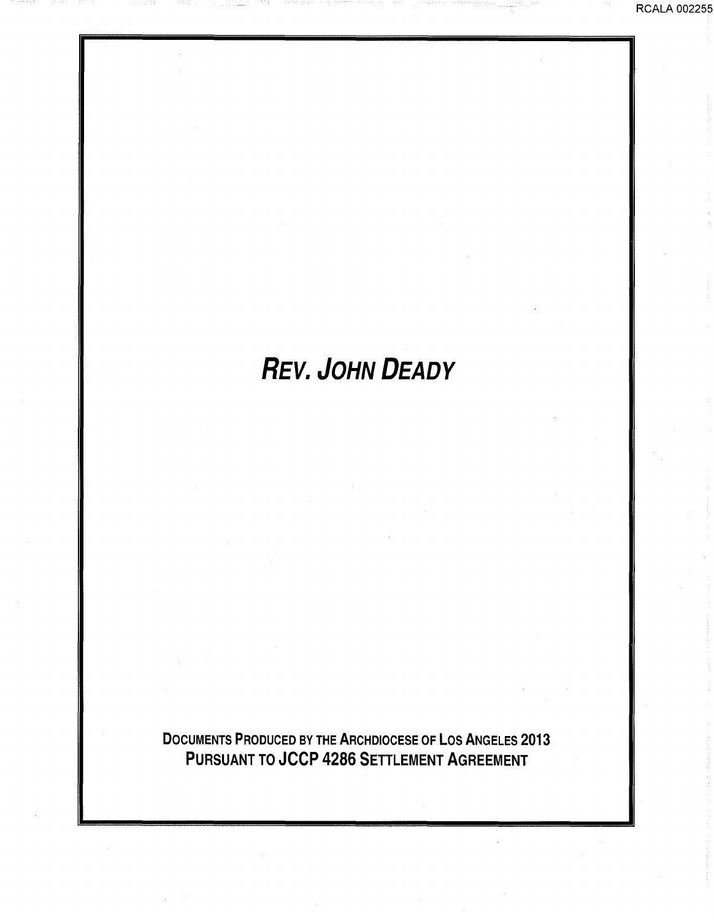# *Rev. John Deady*

**Documents Produced by the Archdiocese of Los Angeles 2013**
**Pursuant to JCCP 4286 Settlement Agreement**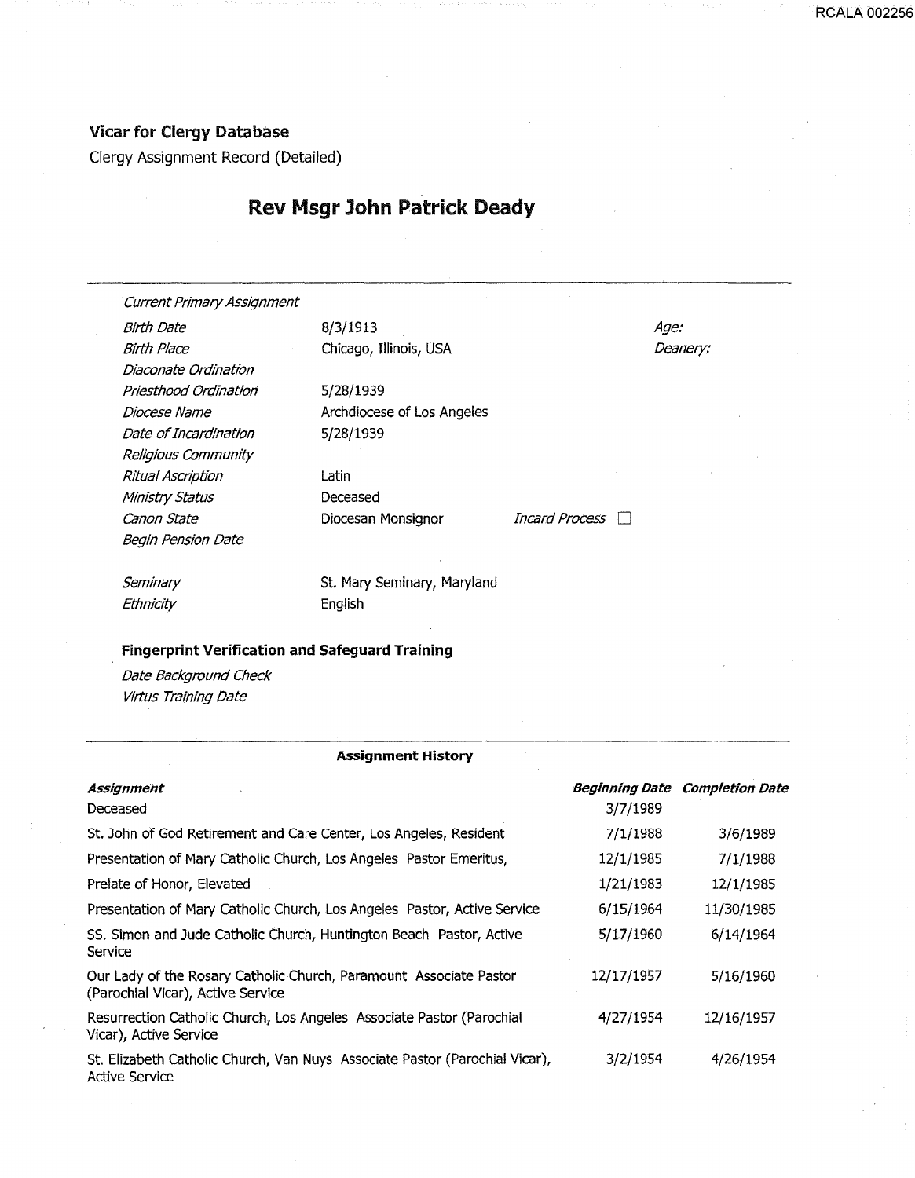## Vicar for Clergy Database

Clergy Assignment Record (Detailed)

# Rev Msgr John Patrick Deady

| | | | |
|---|---|---|---|
| *Current Primary Assignment* | | | |
| *Birth Date* | 8/3/1913 | | *Age:* |
| *Birth Place* | Chicago, Illinois, USA | | *Deanery:* |
| *Diaconate Ordination* | | | |
| *Priesthood Ordination* | 5/28/1939 | | |
| *Diocese Name* | Archdiocese of Los Angeles | | |
| *Date of Incardination* | 5/28/1939 | | |
| *Religious Community* | | | |
| *Ritual Ascription* | Latin | | |
| *Ministry Status* | Deceased | | |
| *Canon State* | Diocesan Monsignor | *Incard Process* ☐ | |
| *Begin Pension Date* | | | |
| *Seminary* | St. Mary Seminary, Maryland | | |
| *Ethnicity* | English | | |

### Fingerprint Verification and Safeguard Training

*Date Background Check*

*Virtus Training Date*

### Assignment History

| *Assignment* | *Beginning Date* | *Completion Date* |
|---|---|---|
| Deceased | 3/7/1989 | |
| St. John of God Retirement and Care Center, Los Angeles, Resident | 7/1/1988 | 3/6/1989 |
| Presentation of Mary Catholic Church, Los Angeles Pastor Emeritus, | 12/1/1985 | 7/1/1988 |
| Prelate of Honor, Elevated | 1/21/1983 | 12/1/1985 |
| Presentation of Mary Catholic Church, Los Angeles Pastor, Active Service | 6/15/1964 | 11/30/1985 |
| SS. Simon and Jude Catholic Church, Huntington Beach Pastor, Active Service | 5/17/1960 | 6/14/1964 |
| Our Lady of the Rosary Catholic Church, Paramount Associate Pastor (Parochial Vicar), Active Service | 12/17/1957 | 5/16/1960 |
| Resurrection Catholic Church, Los Angeles Associate Pastor (Parochial Vicar), Active Service | 4/27/1954 | 12/16/1957 |
| St. Elizabeth Catholic Church, Van Nuys Associate Pastor (Parochial Vicar), Active Service | 3/2/1954 | 4/26/1954 |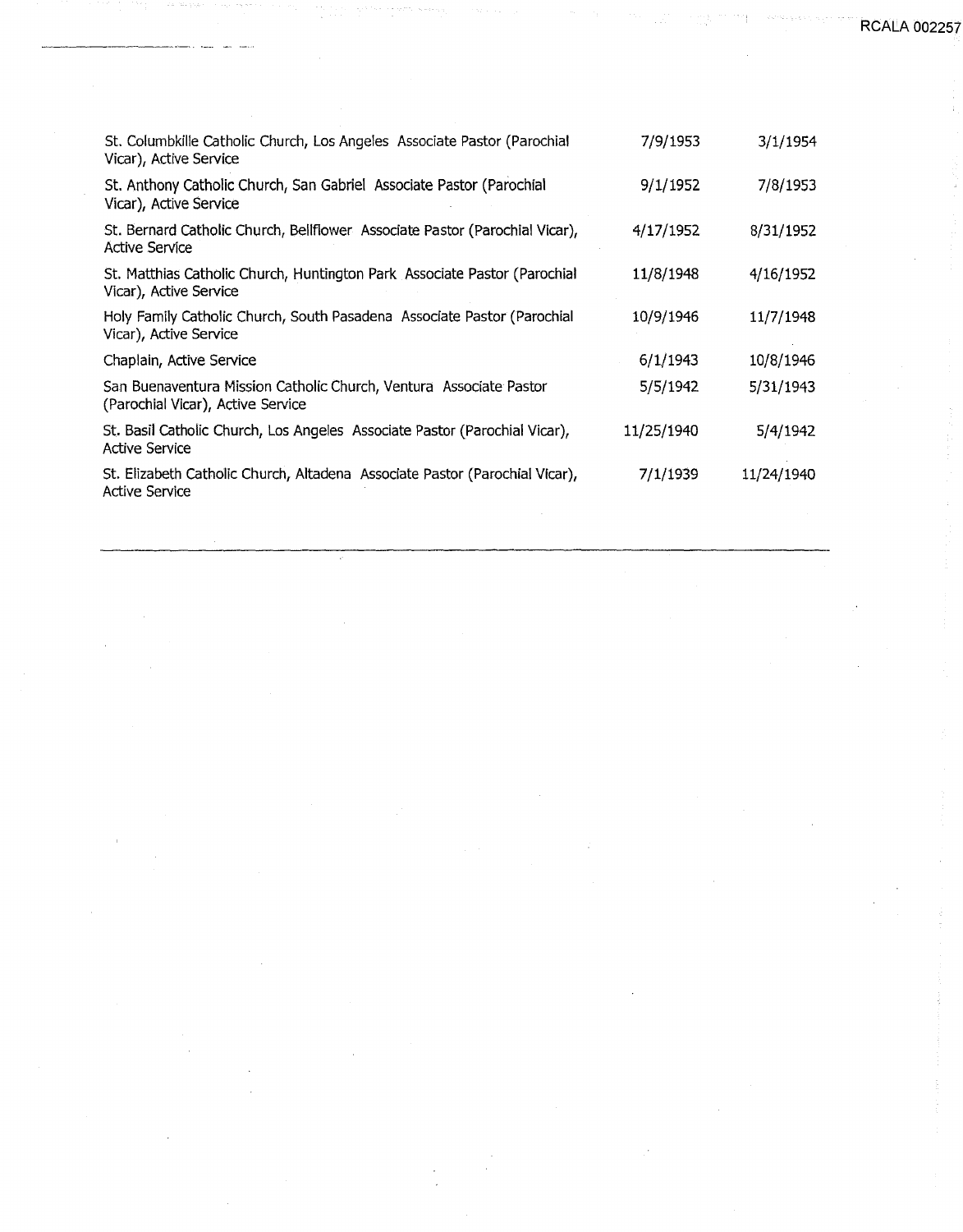| Assignment | Start | End |
|---|---|---|
| St. Columbkille Catholic Church, Los Angeles Associate Pastor (Parochial Vicar), Active Service | 7/9/1953 | 3/1/1954 |
| St. Anthony Catholic Church, San Gabriel Associate Pastor (Parochial Vicar), Active Service | 9/1/1952 | 7/8/1953 |
| St. Bernard Catholic Church, Bellflower Associate Pastor (Parochial Vicar), Active Service | 4/17/1952 | 8/31/1952 |
| St. Matthias Catholic Church, Huntington Park Associate Pastor (Parochial Vicar), Active Service | 11/8/1948 | 4/16/1952 |
| Holy Family Catholic Church, South Pasadena Associate Pastor (Parochial Vicar), Active Service | 10/9/1946 | 11/7/1948 |
| Chaplain, Active Service | 6/1/1943 | 10/8/1946 |
| San Buenaventura Mission Catholic Church, Ventura Associate Pastor (Parochial Vicar), Active Service | 5/5/1942 | 5/31/1943 |
| St. Basil Catholic Church, Los Angeles Associate Pastor (Parochial Vicar), Active Service | 11/25/1940 | 5/4/1942 |
| St. Elizabeth Catholic Church, Altadena Associate Pastor (Parochial Vicar), Active Service | 7/1/1939 | 11/24/1940 |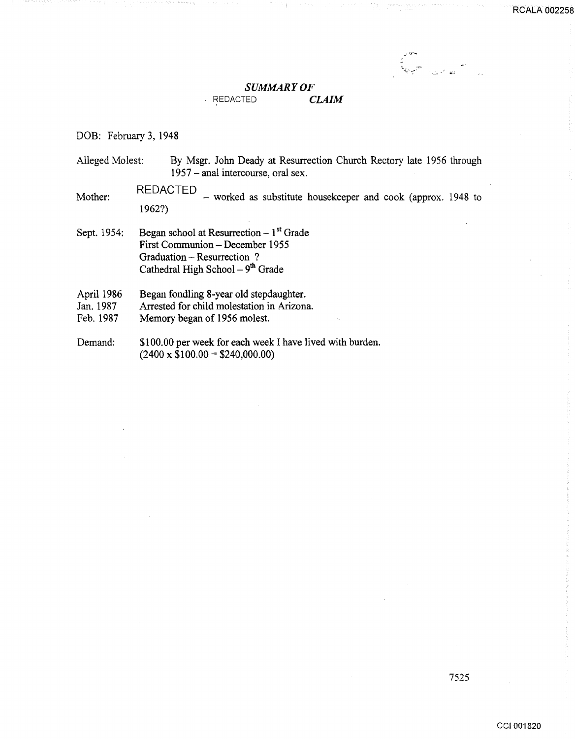## *SUMMARY OF*
## REDACTED *CLAIM*

DOB: February 3, 1948

Alleged Molest: By Msgr. John Deady at Resurrection Church Rectory late 1956 through 1957 – anal intercourse, oral sex.

Mother: REDACTED – worked as substitute housekeeper and cook (approx. 1948 to 1962?)

Sept. 1954: Began school at Resurrection – 1st Grade
First Communion – December 1955
Graduation – Resurrection ?
Cathedral High School – 9th Grade

April 1986 Began fondling 8-year old stepdaughter.
Jan. 1987 Arrested for child molestation in Arizona.
Feb. 1987 Memory began of 1956 molest.

Demand: $100.00 per week for each week I have lived with burden.
(2400 x $100.00 = $240,000.00)

7525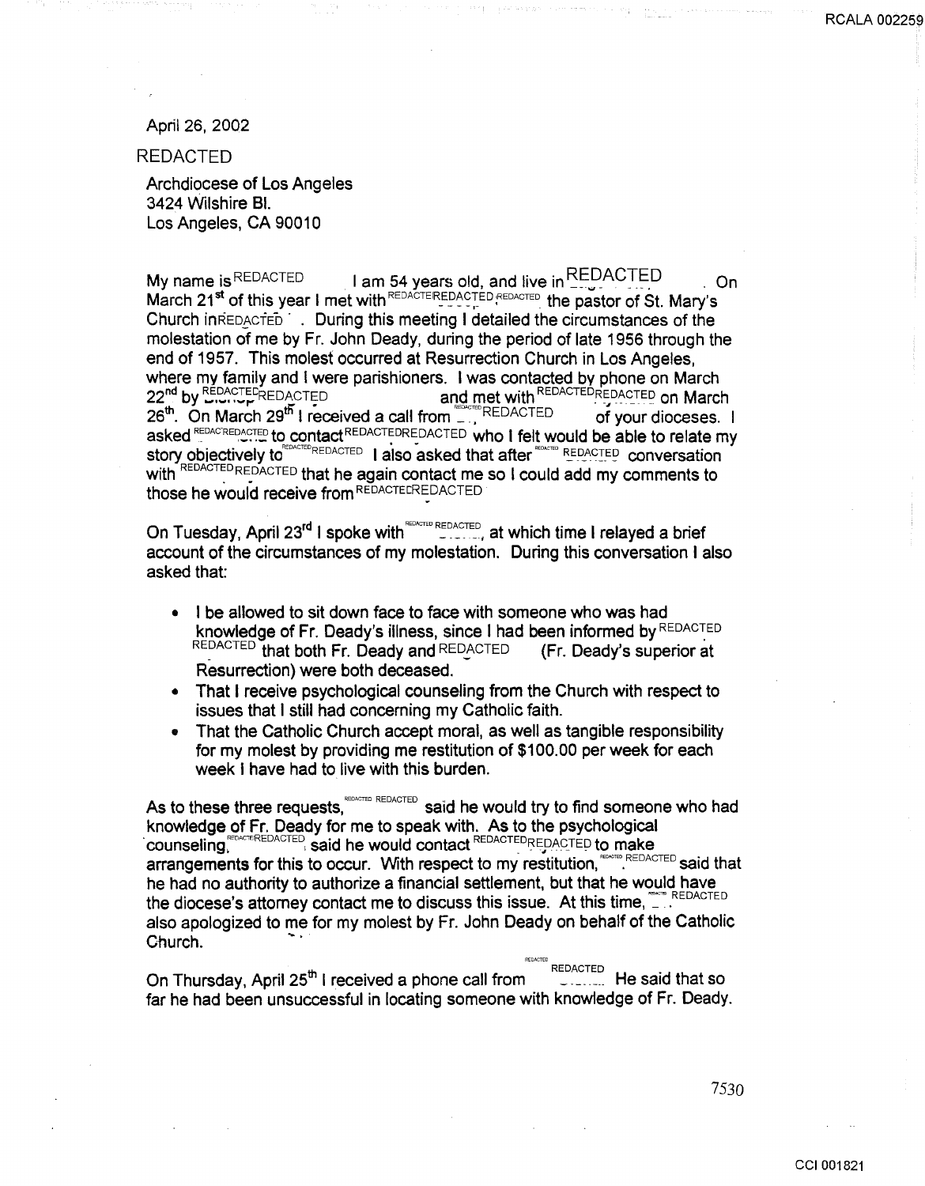April 26, 2002

REDACTED

Archdiocese of Los Angeles
3424 Wilshire Bl.
Los Angeles, CA 90010

My name is REDACTED I am 54 years old, and live in REDACTED . On March 21st of this year I met with REDACTED REDACTED REDACTED the pastor of St. Mary's Church in REDACTED . During this meeting I detailed the circumstances of the molestation of me by Fr. John Deady, during the period of late 1956 through the end of 1957. This molest occurred at Resurrection Church in Los Angeles, where my family and I were parishioners. I was contacted by phone on March 22nd by REDACTED REDACTED and met with REDACTED REDACTED on March 26th. On March 29th I received a call from REDACTED REDACTED of your dioceses. I asked REDACTED REDACTED to contact REDACTED REDACTED who I felt would be able to relate my story objectively to REDACTED I also asked that after REDACTED REDACTED conversation with REDACTED REDACTED that he again contact me so I could add my comments to those he would receive from REDACTED REDACTED

On Tuesday, April 23rd I spoke with REDACTED REDACTED, at which time I relayed a brief account of the circumstances of my molestation. During this conversation I also asked that:

- I be allowed to sit down face to face with someone who was had knowledge of Fr. Deady's illness, since I had been informed by REDACTED REDACTED that both Fr. Deady and REDACTED (Fr. Deady's superior at Resurrection) were both deceased.
- That I receive psychological counseling from the Church with respect to issues that I still had concerning my Catholic faith.
- That the Catholic Church accept moral, as well as tangible responsibility for my molest by providing me restitution of $100.00 per week for each week I have had to live with this burden.

As to these three requests, REDACTED REDACTED said he would try to find someone who had knowledge of Fr. Deady for me to speak with. As to the psychological counseling, REDACTED REDACTED said he would contact REDACTED REDACTED to make arrangements for this to occur. With respect to my restitution, REDACTED REDACTED said that he had no authority to authorize a financial settlement, but that he would have the diocese's attorney contact me to discuss this issue. At this time, REDACTED REDACTED also apologized to me for my molest by Fr. John Deady on behalf of the Catholic Church.

On Thursday, April 25th I received a phone call from REDACTED REDACTED He said that so far he had been unsuccessful in locating someone with knowledge of Fr. Deady.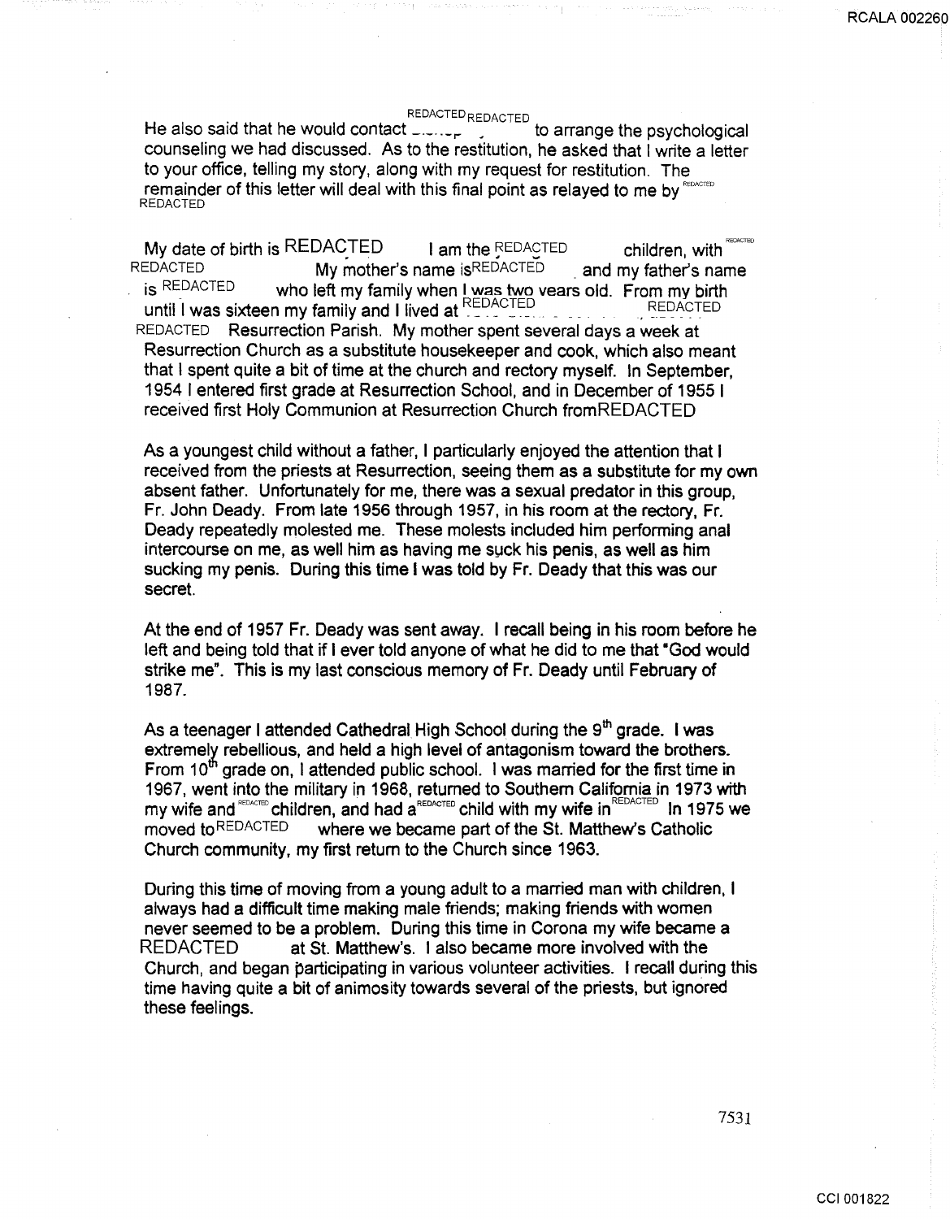He also said that he would contact REDACTED REDACTED to arrange the psychological counseling we had discussed. As to the restitution, he asked that I write a letter to your office, telling my story, along with my request for restitution. The remainder of this letter will deal with this final point as relayed to me by REDACTED REDACTED

My date of birth is REDACTED I am the REDACTED children, with REDACTED REDACTED My mother's name is REDACTED and my father's name is REDACTED who left my family when I was two years old. From my birth until I was sixteen my family and I lived at REDACTED REDACTED REDACTED Resurrection Parish. My mother spent several days a week at Resurrection Church as a substitute housekeeper and cook, which also meant that I spent quite a bit of time at the church and rectory myself. In September, 1954 I entered first grade at Resurrection School, and in December of 1955 I received first Holy Communion at Resurrection Church from REDACTED

As a youngest child without a father, I particularly enjoyed the attention that I received from the priests at Resurrection, seeing them as a substitute for my own absent father. Unfortunately for me, there was a sexual predator in this group, Fr. John Deady. From late 1956 through 1957, in his room at the rectory, Fr. Deady repeatedly molested me. These molests included him performing anal intercourse on me, as well him as having me suck his penis, as well as him sucking my penis. During this time I was told by Fr. Deady that this was our secret.

At the end of 1957 Fr. Deady was sent away. I recall being in his room before he left and being told that if I ever told anyone of what he did to me that "God would strike me". This is my last conscious memory of Fr. Deady until February of 1987.

As a teenager I attended Cathedral High School during the 9th grade. I was extremely rebellious, and held a high level of antagonism toward the brothers. From 10th grade on, I attended public school. I was married for the first time in 1967, went into the military in 1968, returned to Southern California in 1973 with my wife and REDACTED children, and had a REDACTED child with my wife in REDACTED In 1975 we moved to REDACTED where we became part of the St. Matthew's Catholic Church community, my first return to the Church since 1963.

During this time of moving from a young adult to a married man with children, I always had a difficult time making male friends; making friends with women never seemed to be a problem. During this time in Corona my wife became a REDACTED at St. Matthew's. I also became more involved with the Church, and began participating in various volunteer activities. I recall during this time having quite a bit of animosity towards several of the priests, but ignored these feelings.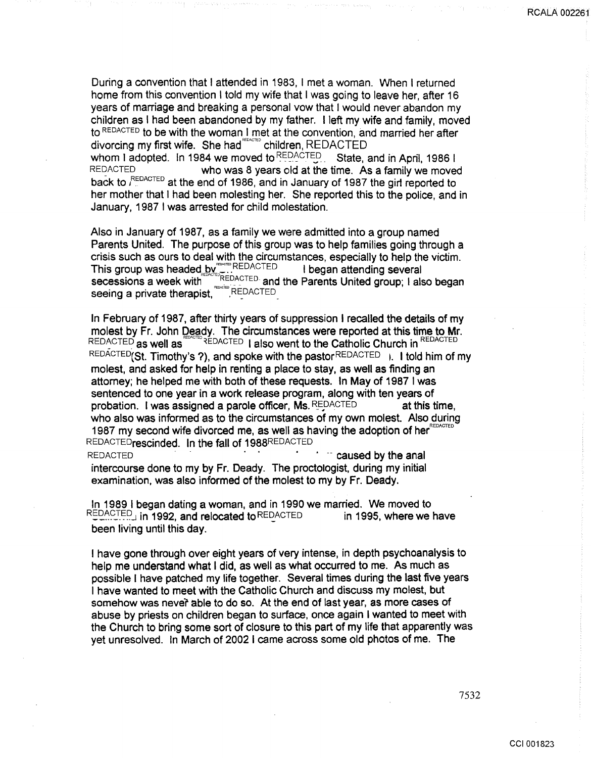During a convention that I attended in 1983, I met a woman. When I returned home from this convention I told my wife that I was going to leave her, after 16 years of marriage and breaking a personal vow that I would never abandon my children as I had been abandoned by my father. I left my wife and family, moved to REDACTED to be with the woman I met at the convention, and married her after divorcing my first wife. She had REDACTED children, REDACTED whom I adopted. In 1984 we moved to REDACTED State, and in April, 1986 I REDACTED who was 8 years old at the time. As a family we moved back to REDACTED at the end of 1986, and in January of 1987 the girl reported to her mother that I had been molesting her. She reported this to the police, and in January, 1987 I was arrested for child molestation.

Also in January of 1987, as a family we were admitted into a group named Parents United. The purpose of this group was to help families going through a crisis such as ours to deal with the circumstances, especially to help the victim. This group was headed by REDACTED I began attending several secessions a week with REDACTED and the Parents United group; I also began seeing a private therapist, REDACTED

In February of 1987, after thirty years of suppression I recalled the details of my molest by Fr. John Deady. The circumstances were reported at this time to Mr. REDACTED as well as REDACTED I also went to the Catholic Church in REDACTED REDACTED (St. Timothy's ?), and spoke with the pastor REDACTED ). I told him of my molest, and asked for help in renting a place to stay, as well as finding an attorney; he helped me with both of these requests. In May of 1987 I was sentenced to one year in a work release program, along with ten years of probation. I was assigned a parole officer, Ms. REDACTED at this time, who also was informed as to the circumstances of my own molest. Also during 1987 my second wife divorced me, as well as having the adoption of her REDACTED REDACTED rescinded. In the fall of 1988 REDACTED REDACTED caused by the anal intercourse done to my by Fr. Deady. The proctologist, during my initial examination, was also informed of the molest to my by Fr. Deady.

In 1989 I began dating a woman, and in 1990 we married. We moved to REDACTED in 1992, and relocated to REDACTED in 1995, where we have been living until this day.

I have gone through over eight years of very intense, in depth psychoanalysis to help me understand what I did, as well as what occurred to me. As much as possible I have patched my life together. Several times during the last five years I have wanted to meet with the Catholic Church and discuss my molest, but somehow was never able to do so. At the end of last year, as more cases of abuse by priests on children began to surface, once again I wanted to meet with the Church to bring some sort of closure to this part of my life that apparently was yet unresolved. In March of 2002 I came across some old photos of me. The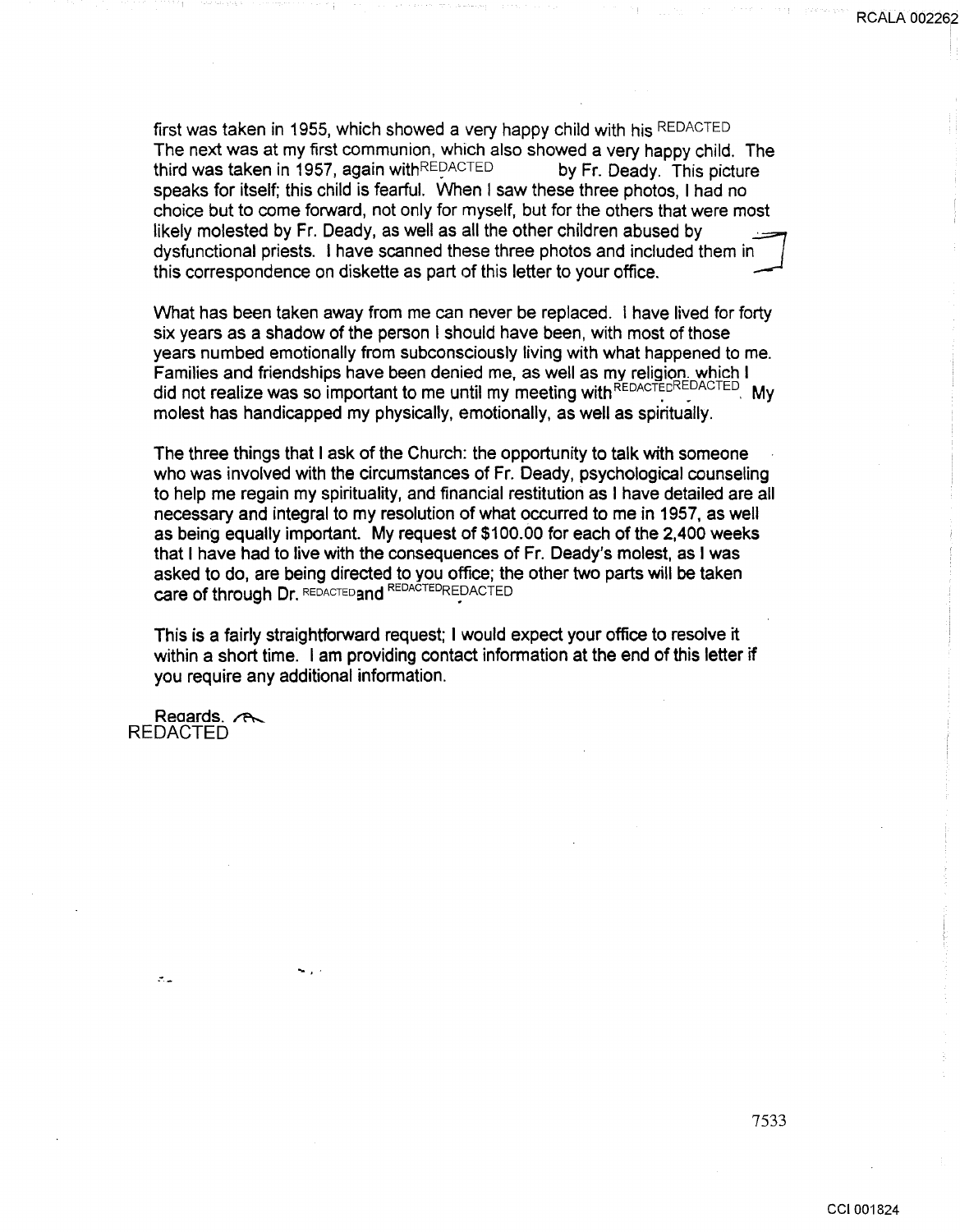first was taken in 1955, which showed a very happy child with his REDACTED The next was at my first communion, which also showed a very happy child. The third was taken in 1957, again with REDACTED by Fr. Deady. This picture speaks for itself; this child is fearful. When I saw these three photos, I had no choice but to come forward, not only for myself, but for the others that were most likely molested by Fr. Deady, as well as all the other children abused by dysfunctional priests. I have scanned these three photos and included them in this correspondence on diskette as part of this letter to your office.

What has been taken away from me can never be replaced. I have lived for forty six years as a shadow of the person I should have been, with most of those years numbed emotionally from subconsciously living with what happened to me. Families and friendships have been denied me, as well as my religion, which I did not realize was so important to me until my meeting with REDACTED REDACTED. My molest has handicapped my physically, emotionally, as well as spiritually.

The three things that I ask of the Church: the opportunity to talk with someone who was involved with the circumstances of Fr. Deady, psychological counseling to help me regain my spirituality, and financial restitution as I have detailed are all necessary and integral to my resolution of what occurred to me in 1957, as well as being equally important. My request of $100.00 for each of the 2,400 weeks that I have had to live with the consequences of Fr. Deady's molest, as I was asked to do, are being directed to you office; the other two parts will be taken care of through Dr. REDACTED and REDACTED REDACTED

This is a fairly straightforward request; I would expect your office to resolve it within a short time. I am providing contact information at the end of this letter if you require any additional information.

Regards,
REDACTED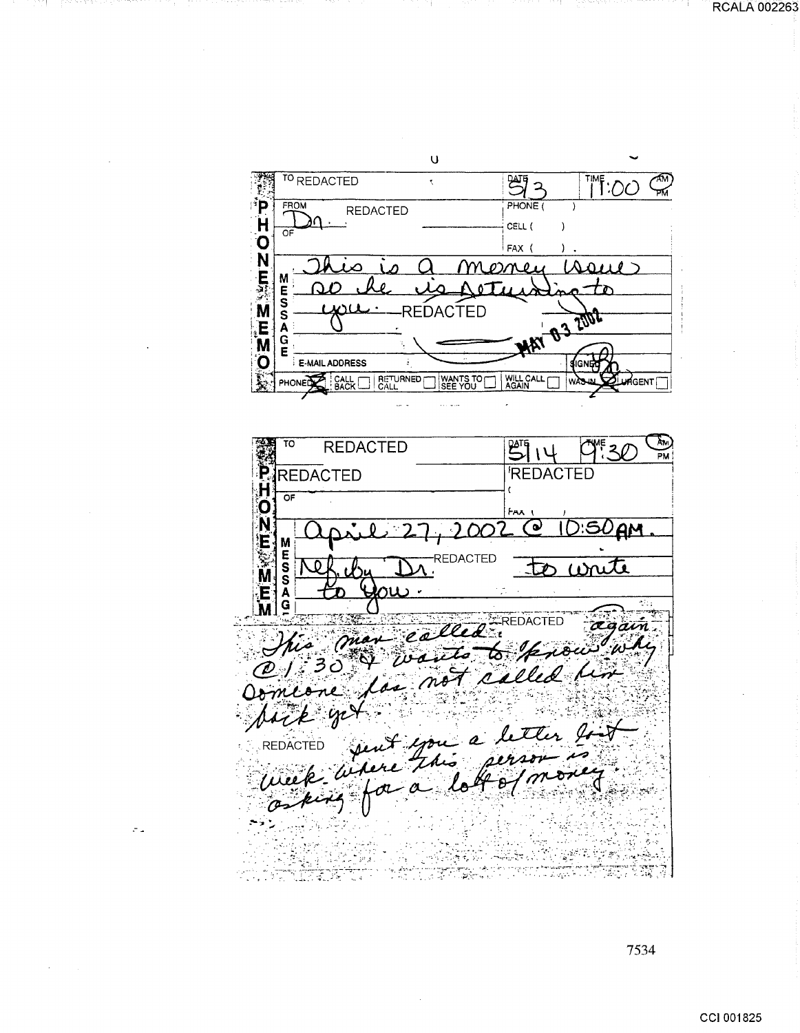**PHONE MEMO**

TO REDACTED

DATE 5/3 TIME 11:00 AM

FROM REDACTED Dr.

OF

PHONE ( )

CELL ( )

FAX ( )

MESSAGE

This is a money issue so he is returning to you. REDACTED

MAY 03 2002

E-MAIL ADDRESS

SIGNED

PHONED ☒ CALL BACK ☐ RETURNED CALL ☐ WANTS TO SEE YOU ☐ WILL CALL AGAIN ☐ WAS IN ☒ URGENT ☐

---

**PHONE MEMO**

TO REDACTED

DATE 5/14 TIME 9:30 AM

REDACTED

REDACTED

OF

FAX ( )

MESSAGE

April 27, 2002 @ 10:50 AM.

Ref. by Dr. REDACTED to write to you.

This man called REDACTED again @ 1:30 & wants to know why someone has not called him back yet.

REDACTED sent you a letter last week where this person is asking for a lot of money.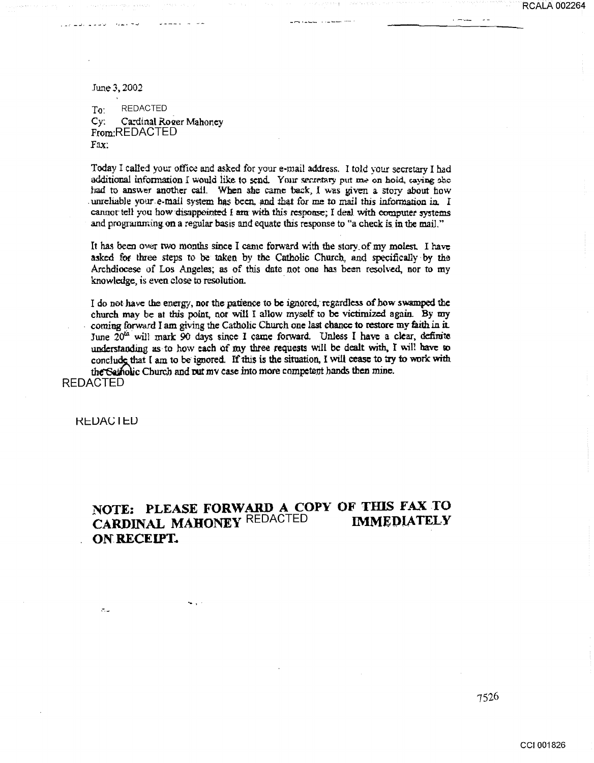June 3, 2002

To: REDACTED
Cy: Cardinal Roger Mahoney
From: REDACTED
Fax:

Today I called your office and asked for your e-mail address. I told your secretary I had additional information I would like to send. Your secretary put me on hold, saying she had to answer another call. When she came back, I was given a story about how unreliable your e-mail system has been, and that for me to mail this information in. I cannot tell you how disappointed I am with this response; I deal with computer systems and programming on a regular basis and equate this response to "a check is in the mail."

It has been over two months since I came forward with the story of my molest. I have asked for three steps to be taken by the Catholic Church, and specifically by the Archdiocese of Los Angeles; as of this date not one has been resolved, nor to my knowledge, is even close to resolution.

I do not have the energy, nor the patience to be ignored, regardless of how swamped the church may be at this point, nor will I allow myself to be victimized again. By my coming forward I am giving the Catholic Church one last chance to restore my faith in it. June 20th will mark 90 days since I came forward. Unless I have a clear, definite understanding as to how each of my three requests will be dealt with, I will have to conclude that I am to be ignored. If this is the situation, I will cease to try to work with the Catholic Church and put my case into more competent hands then mine.

REDACTED

REDACTED

**NOTE: PLEASE FORWARD A COPY OF THIS FAX TO CARDINAL MAHONEY** REDACTED **IMMEDIATELY ON RECEIPT.**

7526